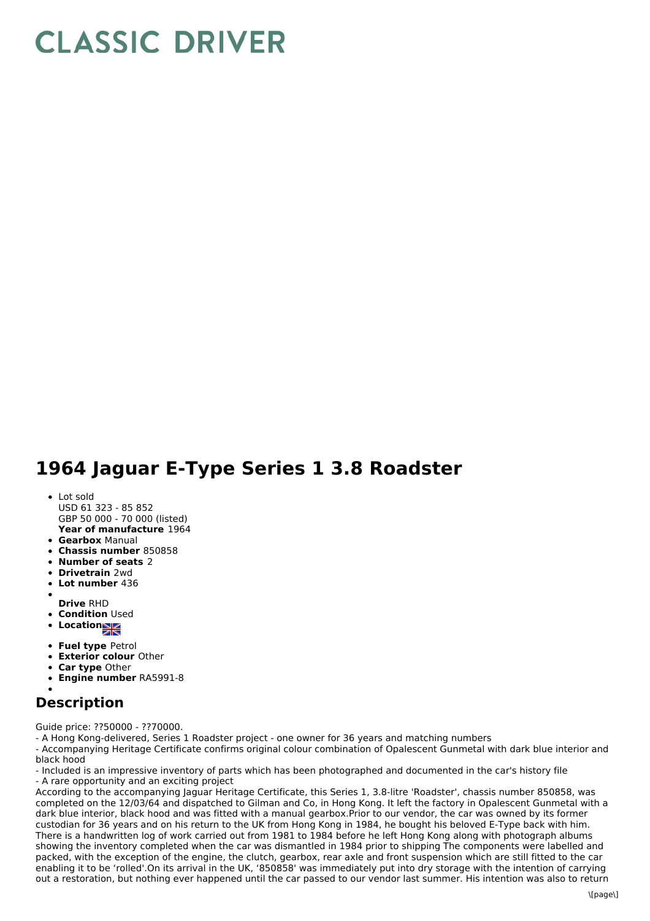# CLASSIC DRIVER

# 1964 Jaguar E-Type Series 1 3.8 Roadster

- Lot sold
  USD 61 323 - 85 852
  GBP 50 000 - 70 000 (listed)
  **Year of manufacture** 1964
- **Gearbox** Manual
- **Chassis number** 850858
- **Number of seats** 2
- **Drivetrain** 2wd
- **Lot number** 436
- **Drive** RHD
- **Condition** Used
- **Location**
- **Fuel type** Petrol
- **Exterior colour** Other
- **Car type** Other
- **Engine number** RA5991-8

## Description

Guide price: ??50000 - ??70000.
- A Hong Kong-delivered, Series 1 Roadster project - one owner for 36 years and matching numbers
- Accompanying Heritage Certificate confirms original colour combination of Opalescent Gunmetal with dark blue interior and black hood
- Included is an impressive inventory of parts which has been photographed and documented in the car's history file
- A rare opportunity and an exciting project

According to the accompanying Jaguar Heritage Certificate, this Series 1, 3.8-litre 'Roadster', chassis number 850858, was completed on the 12/03/64 and dispatched to Gilman and Co, in Hong Kong. It left the factory in Opalescent Gunmetal with a dark blue interior, black hood and was fitted with a manual gearbox.Prior to our vendor, the car was owned by its former custodian for 36 years and on his return to the UK from Hong Kong in 1984, he bought his beloved E-Type back with him. There is a handwritten log of work carried out from 1981 to 1984 before he left Hong Kong along with photograph albums showing the inventory completed when the car was dismantled in 1984 prior to shipping The components were labelled and packed, with the exception of the engine, the clutch, gearbox, rear axle and front suspension which are still fitted to the car enabling it to be 'rolled'.On its arrival in the UK, '850858' was immediately put into dry storage with the intention of carrying out a restoration, but nothing ever happened until the car passed to our vendor last summer. His intention was also to return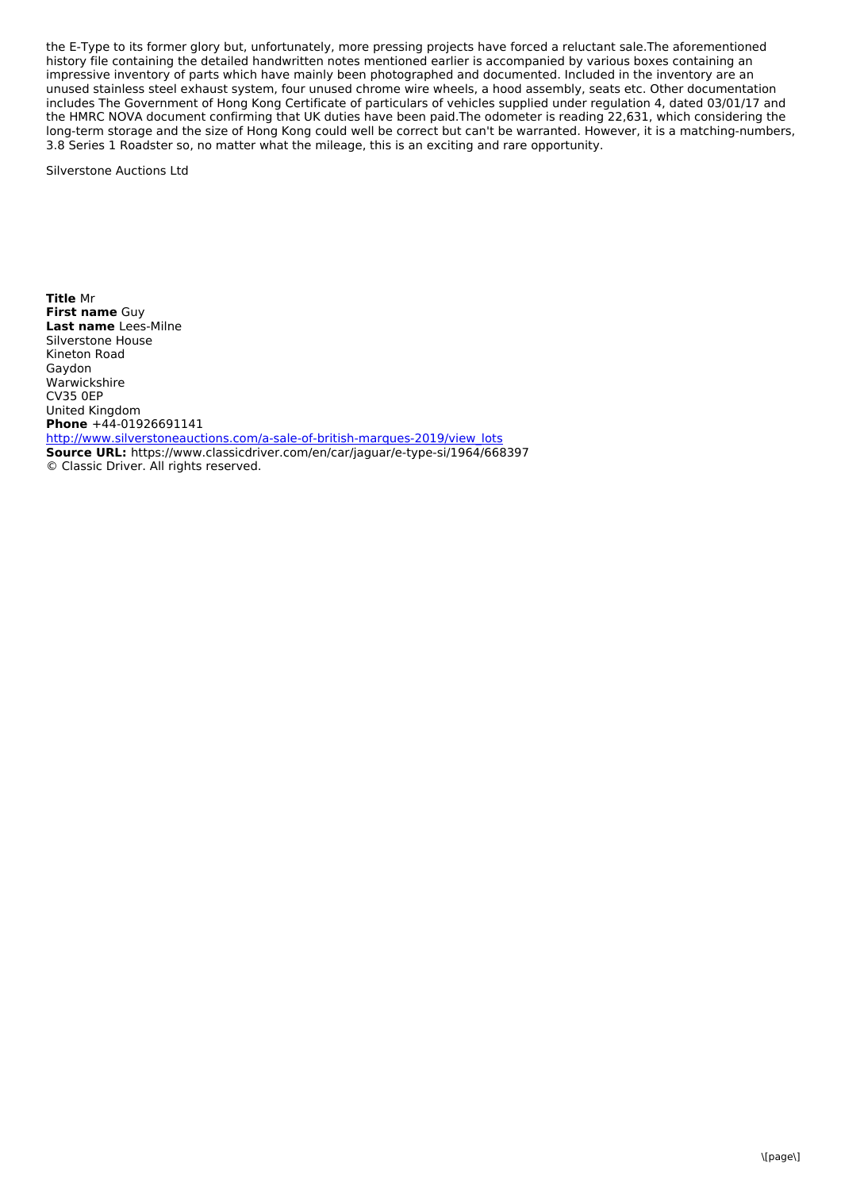the E-Type to its former glory but, unfortunately, more pressing projects have forced a reluctant sale.The aforementioned history file containing the detailed handwritten notes mentioned earlier is accompanied by various boxes containing an impressive inventory of parts which have mainly been photographed and documented. Included in the inventory are an unused stainless steel exhaust system, four unused chrome wire wheels, a hood assembly, seats etc. Other documentation includes The Government of Hong Kong Certificate of particulars of vehicles supplied under regulation 4, dated 03/01/17 and the HMRC NOVA document confirming that UK duties have been paid.The odometer is reading 22,631, which considering the long-term storage and the size of Hong Kong could well be correct but can't be warranted. However, it is a matching-numbers, 3.8 Series 1 Roadster so, no matter what the mileage, this is an exciting and rare opportunity.

Silverstone Auctions Ltd

**Title** Mr
**First name** Guy
**Last name** Lees-Milne
Silverstone House
Kineton Road
Gaydon
Warwickshire
CV35 0EP
United Kingdom
**Phone** +44-01926691141
http://www.silverstoneauctions.com/a-sale-of-british-marques-2019/view_lots
**Source URL:** https://www.classicdriver.com/en/car/jaguar/e-type-si/1964/668397
© Classic Driver. All rights reserved.